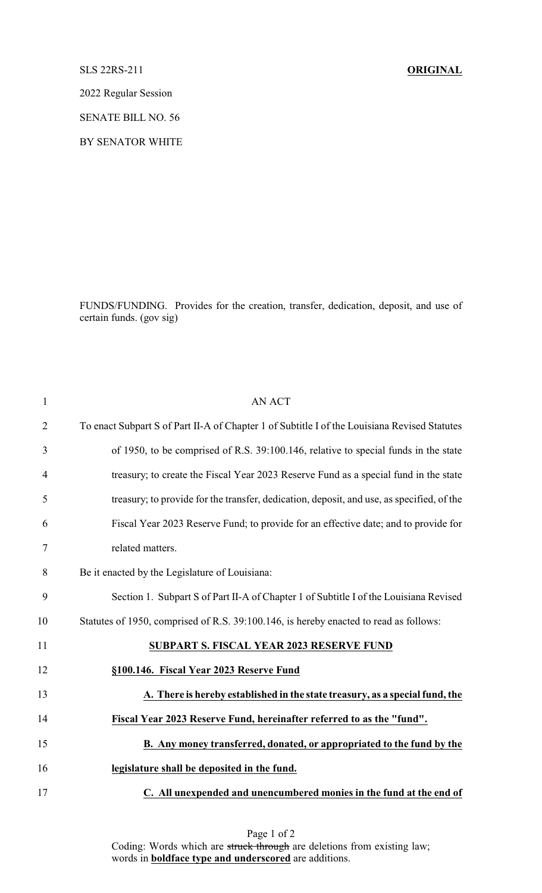SLS 22RS-211 **ORIGINAL**

2022 Regular Session

SENATE BILL NO. 56

BY SENATOR WHITE

FUNDS/FUNDING. Provides for the creation, transfer, dedication, deposit, and use of certain funds. (gov sig)

AN ACT

To enact Subpart S of Part II-A of Chapter 1 of Subtitle I of the Louisiana Revised Statutes of 1950, to be comprised of R.S. 39:100.146, relative to special funds in the state treasury; to create the Fiscal Year 2023 Reserve Fund as a special fund in the state treasury; to provide for the transfer, dedication, deposit, and use, as specified, of the Fiscal Year 2023 Reserve Fund; to provide for an effective date; and to provide for related matters.

Be it enacted by the Legislature of Louisiana:

Section 1. Subpart S of Part II-A of Chapter 1 of Subtitle I of the Louisiana Revised Statutes of 1950, comprised of R.S. 39:100.146, is hereby enacted to read as follows:

**SUBPART S. FISCAL YEAR 2023 RESERVE FUND**

**§100.146. Fiscal Year 2023 Reserve Fund**

**A. There is hereby established in the state treasury, as a special fund, the Fiscal Year 2023 Reserve Fund, hereinafter referred to as the "fund".**

**B. Any money transferred, donated, or appropriated to the fund by the legislature shall be deposited in the fund.**

**C. All unexpended and unencumbered monies in the fund at the end of**

Coding: Words which are ~~struck through~~ are deletions from existing law; words in **boldface type and underscored** are additions.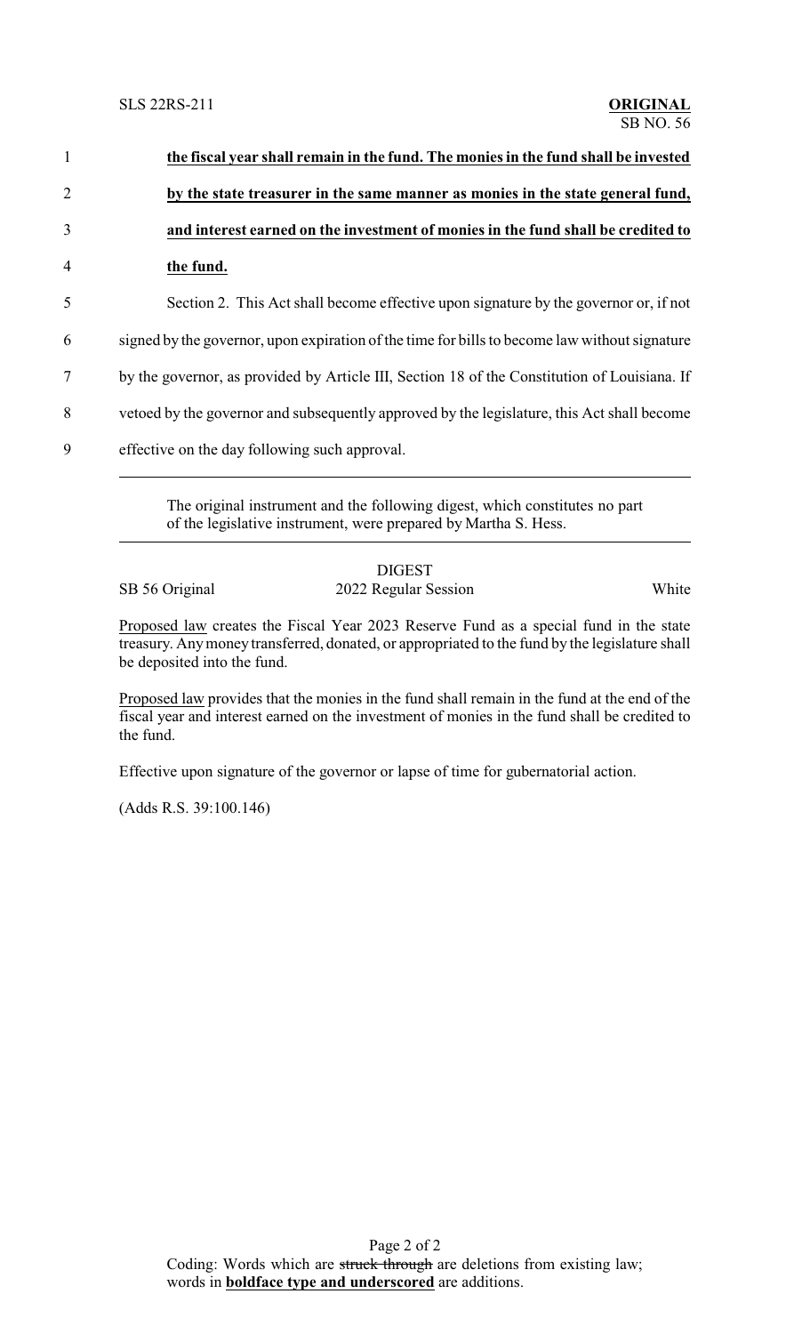**the fiscal year shall remain in the fund. The monies in the fund shall be invested by the state treasurer in the same manner as monies in the state general fund, and interest earned on the investment of monies in the fund shall be credited to the fund.**

Section 2. This Act shall become effective upon signature by the governor or, if not signed by the governor, upon expiration of the time for bills to become law without signature by the governor, as provided by Article III, Section 18 of the Constitution of Louisiana. If vetoed by the governor and subsequently approved by the legislature, this Act shall become effective on the day following such approval.

---

The original instrument and the following digest, which constitutes no part of the legislative instrument, were prepared by Martha S. Hess.

---

DIGEST

SB 56 Original | 2022 Regular Session | White

Proposed law creates the Fiscal Year 2023 Reserve Fund as a special fund in the state treasury. Any money transferred, donated, or appropriated to the fund by the legislature shall be deposited into the fund.

Proposed law provides that the monies in the fund shall remain in the fund at the end of the fiscal year and interest earned on the investment of monies in the fund shall be credited to the fund.

Effective upon signature of the governor or lapse of time for gubernatorial action.

(Adds R.S. 39:100.146)

Coding: Words which are ~~struck through~~ are deletions from existing law; words in **boldface type and underscored** are additions.